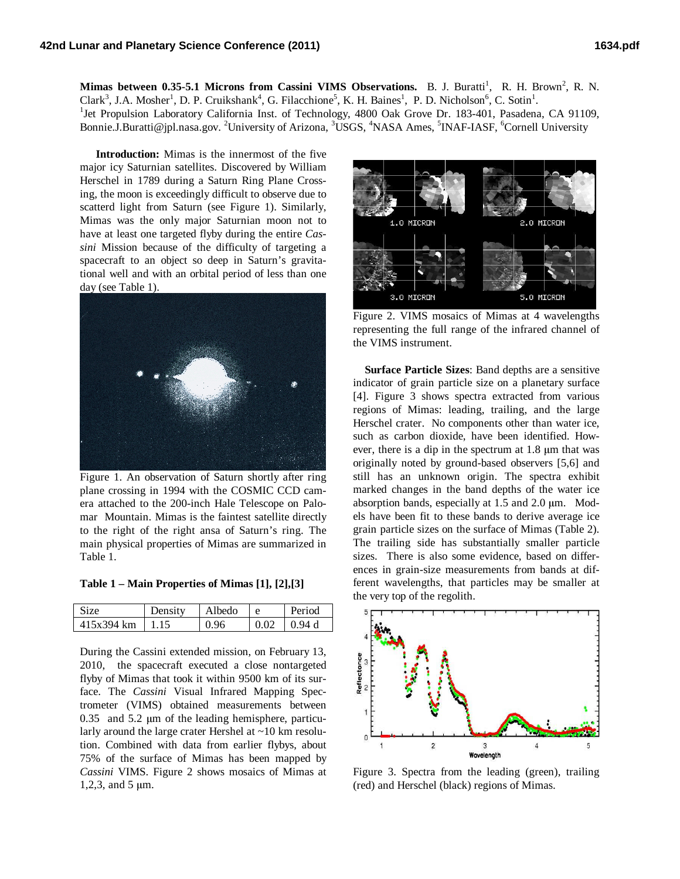**Mimas between 0.35-5.1 Microns from Cassini VIMS Observations.** B. J. Buratti[1], R. H. Brown[2], R. N. Clark[3], J.A. Mosher[1], D. P. Cruikshank[4], G. Filacchione[5], K. H. Baines[1], P. D. Nicholson[6], C. Sotin[1]. [1]Jet Propulsion Laboratory California Inst. of Technology, 4800 Oak Grove Dr. 183-401, Pasadena, CA 91109, Bonnie.J.Buratti@jpl.nasa.gov. [2]University of Arizona, [3]USGS, [4]NASA Ames, [5]INAF-IASF, [6]Cornell University

**Introduction:** Mimas is the innermost of the five major icy Saturnian satellites. Discovered by William Herschel in 1789 during a Saturn Ring Plane Crossing, the moon is exceedingly difficult to observe due to scatterd light from Saturn (see Figure 1). Similarly, Mimas was the only major Saturnian moon not to have at least one targeted flyby during the entire *Cassini* Mission because of the difficulty of targeting a spacecraft to an object so deep in Saturn's gravitational well and with an orbital period of less than one day (see Table 1).

Figure 1. An observation of Saturn shortly after ring plane crossing in 1994 with the COSMIC CCD camera attached to the 200-inch Hale Telescope on Palomar Mountain. Mimas is the faintest satellite directly to the right of the right ansa of Saturn's ring. The main physical properties of Mimas are summarized in Table 1.

**Table 1 – Main Properties of Mimas [1], [2],[3]**

| Size | Density | Albedo | e | Period |
|---|---|---|---|---|
| 415x394 km | 1.15 | 0.96 | 0.02 | 0.94 d |

During the Cassini extended mission, on February 13, 2010, the spacecraft executed a close nontargeted flyby of Mimas that took it within 9500 km of its surface. The *Cassini* Visual Infrared Mapping Spectrometer (VIMS) obtained measurements between 0.35 and 5.2 μm of the leading hemisphere, particularly around the large crater Hershel at ~10 km resolution. Combined with data from earlier flybys, about 75% of the surface of Mimas has been mapped by *Cassini* VIMS. Figure 2 shows mosaics of Mimas at 1,2,3, and 5 μm.

Figure 2. VIMS mosaics of Mimas at 4 wavelengths representing the full range of the infrared channel of the VIMS instrument.

**Surface Particle Sizes**: Band depths are a sensitive indicator of grain particle size on a planetary surface [4]. Figure 3 shows spectra extracted from various regions of Mimas: leading, trailing, and the large Herschel crater. No components other than water ice, such as carbon dioxide, have been identified. However, there is a dip in the spectrum at 1.8 μm that was originally noted by ground-based observers [5,6] and still has an unknown origin. The spectra exhibit marked changes in the band depths of the water ice absorption bands, especially at 1.5 and 2.0 μm. Models have been fit to these bands to derive average ice grain particle sizes on the surface of Mimas (Table 2). The trailing side has substantially smaller particle sizes. There is also some evidence, based on differences in grain-size measurements from bands at different wavelengths, that particles may be smaller at the very top of the regolith.

Figure 3. Spectra from the leading (green), trailing (red) and Herschel (black) regions of Mimas.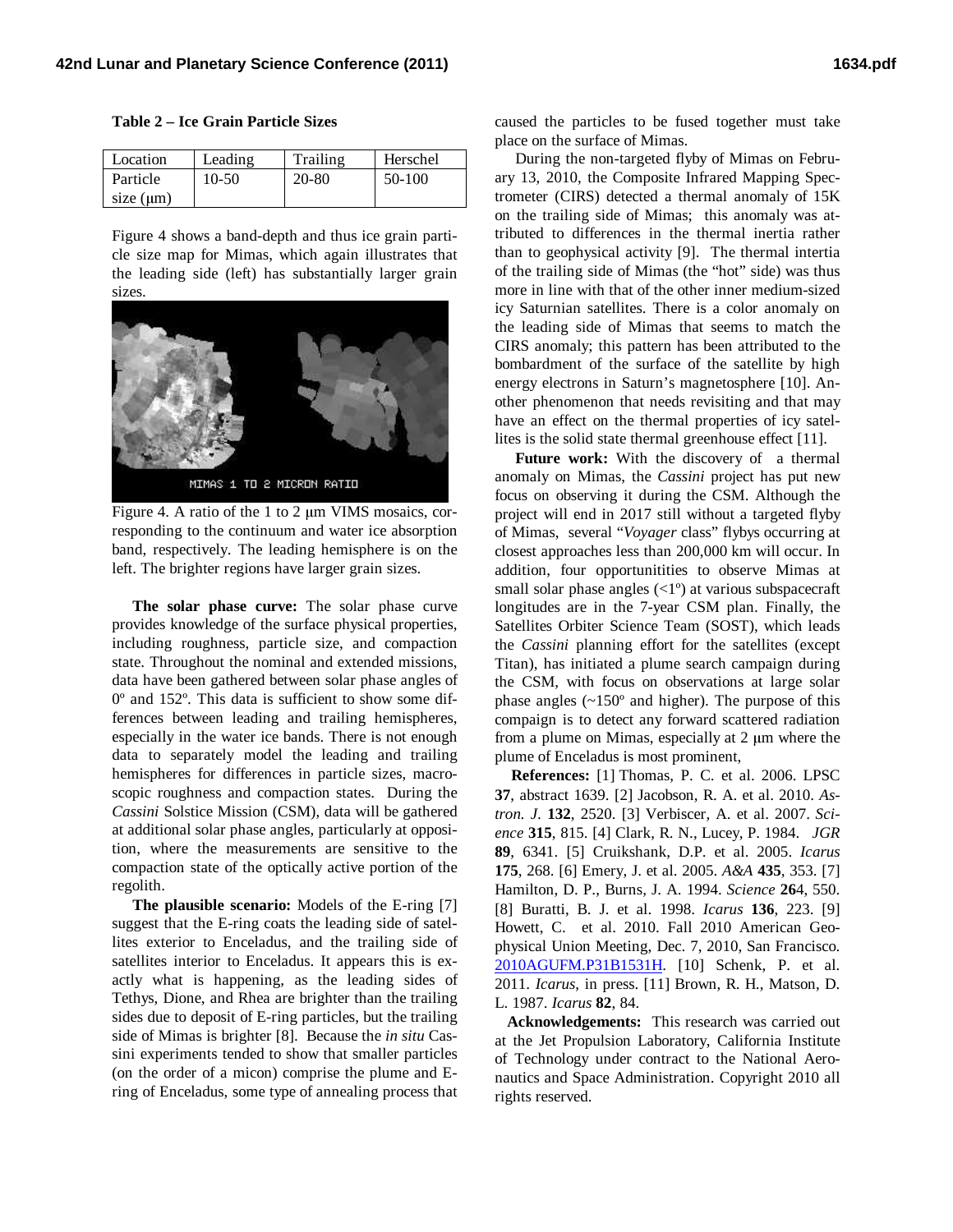**Table 2 – Ice Grain Particle Sizes**

| Location | Leading | Trailing | Herschel |
|---|---|---|---|
| Particle size (μm) | 10-50 | 20-80 | 50-100 |

Figure 4 shows a band-depth and thus ice grain particle size map for Mimas, which again illustrates that the leading side (left) has substantially larger grain sizes.

MIMAS 1 TO 2 MICRON RATIO

Figure 4. A ratio of the 1 to 2 μm VIMS mosaics, corresponding to the continuum and water ice absorption band, respectively. The leading hemisphere is on the left. The brighter regions have larger grain sizes.

**The solar phase curve:** The solar phase curve provides knowledge of the surface physical properties, including roughness, particle size, and compaction state. Throughout the nominal and extended missions, data have been gathered between solar phase angles of 0º and 152º. This data is sufficient to show some differences between leading and trailing hemispheres, especially in the water ice bands. There is not enough data to separately model the leading and trailing hemispheres for differences in particle sizes, macroscopic roughness and compaction states. During the *Cassini* Solstice Mission (CSM), data will be gathered at additional solar phase angles, particularly at opposition, where the measurements are sensitive to the compaction state of the optically active portion of the regolith.

**The plausible scenario:** Models of the E-ring [7] suggest that the E-ring coats the leading side of satellites exterior to Enceladus, and the trailing side of satellites interior to Enceladus. It appears this is exactly what is happening, as the leading sides of Tethys, Dione, and Rhea are brighter than the trailing sides due to deposit of E-ring particles, but the trailing side of Mimas is brighter [8]. Because the *in situ* Cassini experiments tended to show that smaller particles (on the order of a micon) comprise the plume and E-ring of Enceladus, some type of annealing process that caused the particles to be fused together must take place on the surface of Mimas.

During the non-targeted flyby of Mimas on February 13, 2010, the Composite Infrared Mapping Spectrometer (CIRS) detected a thermal anomaly of 15K on the trailing side of Mimas; this anomaly was attributed to differences in the thermal inertia rather than to geophysical activity [9]. The thermal intertia of the trailing side of Mimas (the "hot" side) was thus more in line with that of the other inner medium-sized icy Saturnian satellites. There is a color anomaly on the leading side of Mimas that seems to match the CIRS anomaly; this pattern has been attributed to the bombardment of the surface of the satellite by high energy electrons in Saturn's magnetosphere [10]. Another phenomenon that needs revisiting and that may have an effect on the thermal properties of icy satellites is the solid state thermal greenhouse effect [11].

**Future work:** With the discovery of a thermal anomaly on Mimas, the *Cassini* project has put new focus on observing it during the CSM. Although the project will end in 2017 still without a targeted flyby of Mimas, several "*Voyager* class" flybys occurring at closest approaches less than 200,000 km will occur. In addition, four opportunitities to observe Mimas at small solar phase angles (<1º) at various subspacecraft longitudes are in the 7-year CSM plan. Finally, the Satellites Orbiter Science Team (SOST), which leads the *Cassini* planning effort for the satellites (except Titan), has initiated a plume search campaign during the CSM, with focus on observations at large solar phase angles (~150º and higher). The purpose of this compaign is to detect any forward scattered radiation from a plume on Mimas, especially at 2 μm where the plume of Enceladus is most prominent,

**References:** [1] Thomas, P. C. et al. 2006. LPSC **37**, abstract 1639. [2] Jacobson, R. A. et al. 2010. *Astron. J.* **132**, 2520. [3] Verbiscer, A. et al. 2007. *Science* **315**, 815. [4] Clark, R. N., Lucey, P. 1984. *JGR* **89**, 6341. [5] Cruikshank, D.P. et al. 2005. *Icarus* **175**, 268. [6] Emery, J. et al. 2005. *A&A* **435**, 353. [7] Hamilton, D. P., Burns, J. A. 1994. *Science* **26**4, 550. [8] Buratti, B. J. et al. 1998. *Icarus* **136**, 223. [9] Howett, C. et al. 2010. Fall 2010 American Geophysical Union Meeting, Dec. 7, 2010, San Francisco. 2010AGUFM.P31B1531H. [10] Schenk, P. et al. 2011. *Icarus*, in press. [11] Brown, R. H., Matson, D. L. 1987. *Icarus* **82**, 84.

**Acknowledgements:** This research was carried out at the Jet Propulsion Laboratory, California Institute of Technology under contract to the National Aeronautics and Space Administration. Copyright 2010 all rights reserved.